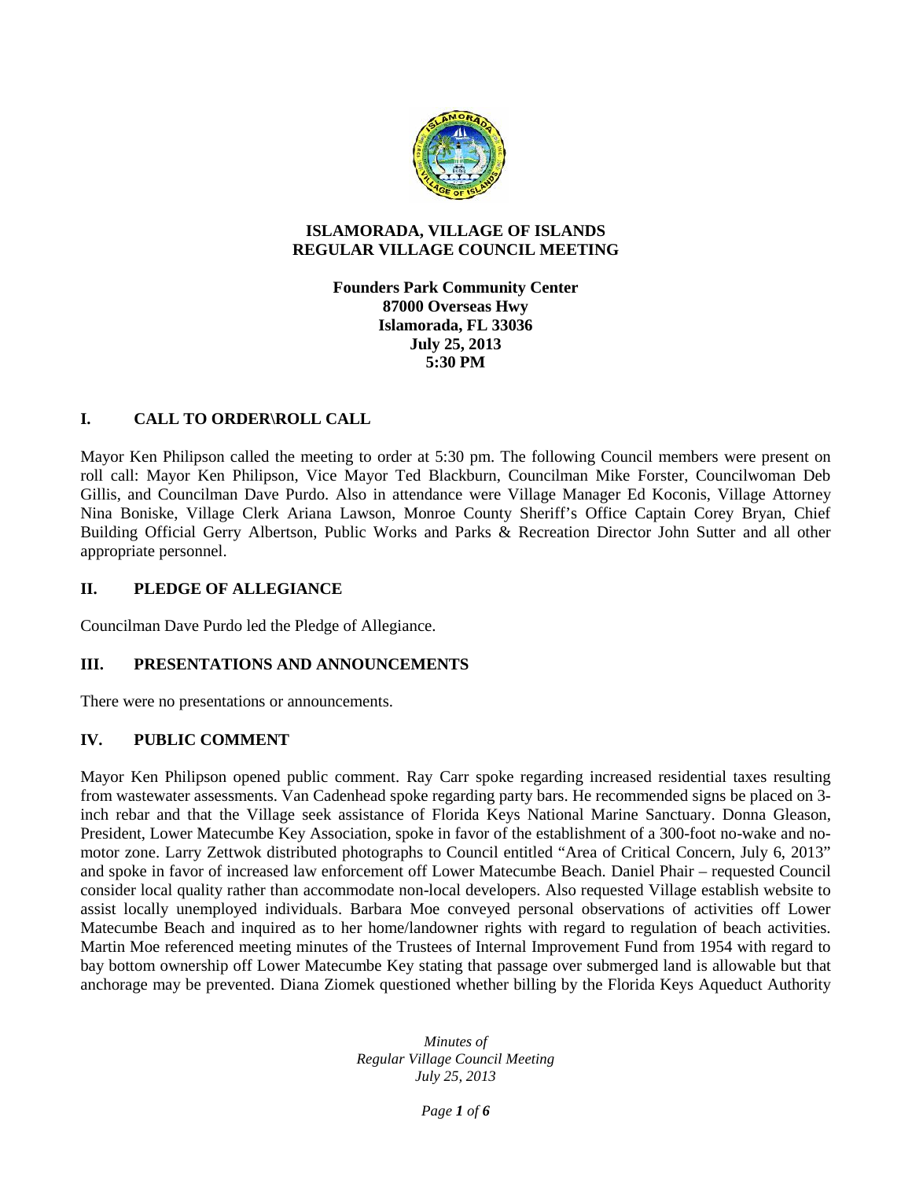# ISLAMORADA, VILLAGE OF ISLANDS
# REGULAR VILLAGE COUNCIL MEETING

**Founders Park Community Center**
**87000 Overseas Hwy**
**Islamorada, FL 33036**
**July 25, 2013**
**5:30 PM**

## I. CALL TO ORDER\ROLL CALL

Mayor Ken Philipson called the meeting to order at 5:30 pm. The following Council members were present on roll call: Mayor Ken Philipson, Vice Mayor Ted Blackburn, Councilman Mike Forster, Councilwoman Deb Gillis, and Councilman Dave Purdo. Also in attendance were Village Manager Ed Koconis, Village Attorney Nina Boniske, Village Clerk Ariana Lawson, Monroe County Sheriff's Office Captain Corey Bryan, Chief Building Official Gerry Albertson, Public Works and Parks & Recreation Director John Sutter and all other appropriate personnel.

## II. PLEDGE OF ALLEGIANCE

Councilman Dave Purdo led the Pledge of Allegiance.

## III. PRESENTATIONS AND ANNOUNCEMENTS

There were no presentations or announcements.

## IV. PUBLIC COMMENT

Mayor Ken Philipson opened public comment. Ray Carr spoke regarding increased residential taxes resulting from wastewater assessments. Van Cadenhead spoke regarding party bars. He recommended signs be placed on 3-inch rebar and that the Village seek assistance of Florida Keys National Marine Sanctuary. Donna Gleason, President, Lower Matecumbe Key Association, spoke in favor of the establishment of a 300-foot no-wake and no-motor zone. Larry Zettwok distributed photographs to Council entitled "Area of Critical Concern, July 6, 2013" and spoke in favor of increased law enforcement off Lower Matecumbe Beach. Daniel Phair – requested Council consider local quality rather than accommodate non-local developers. Also requested Village establish website to assist locally unemployed individuals. Barbara Moe conveyed personal observations of activities off Lower Matecumbe Beach and inquired as to her home/landowner rights with regard to regulation of beach activities. Martin Moe referenced meeting minutes of the Trustees of Internal Improvement Fund from 1954 with regard to bay bottom ownership off Lower Matecumbe Key stating that passage over submerged land is allowable but that anchorage may be prevented. Diana Ziomek questioned whether billing by the Florida Keys Aqueduct Authority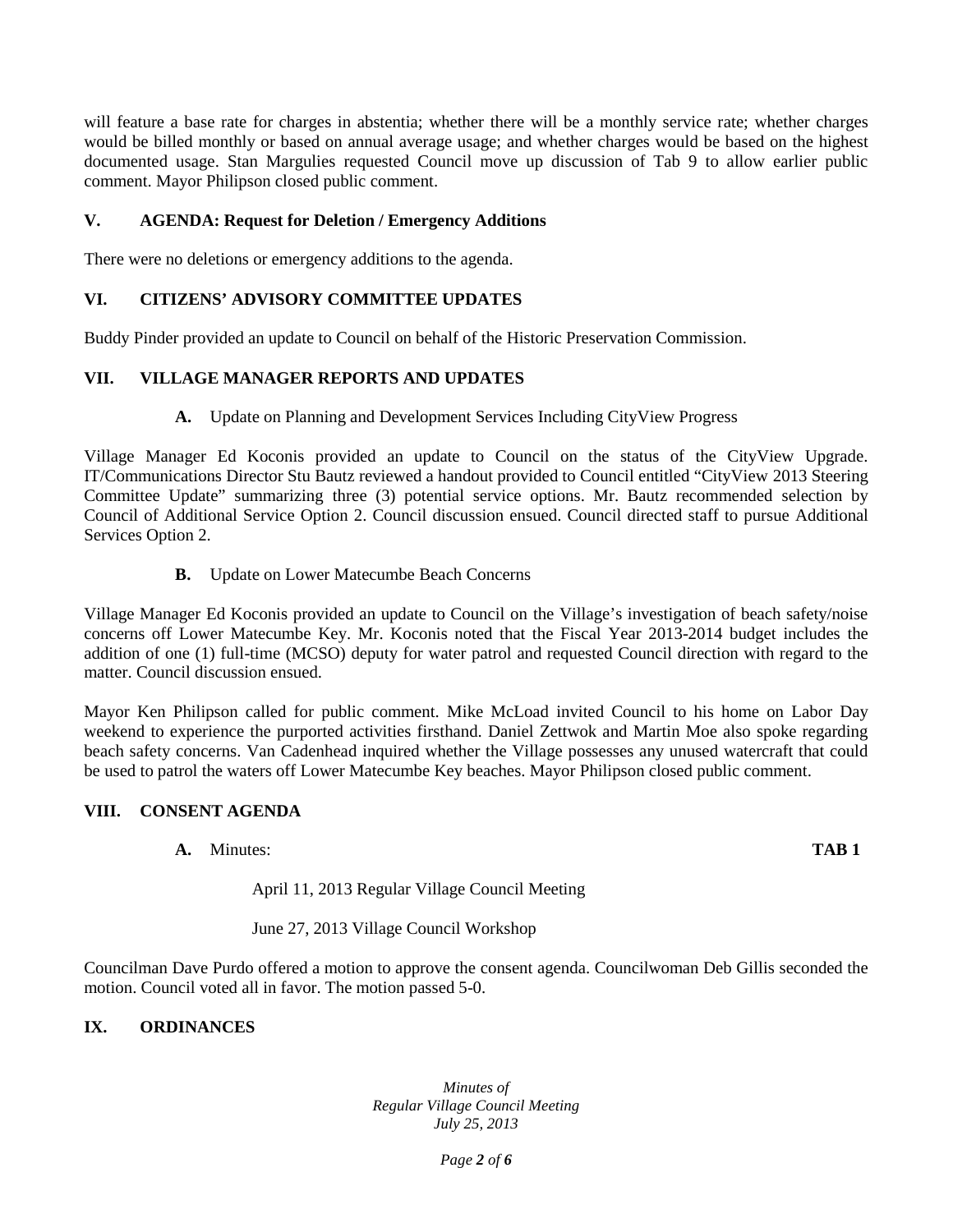will feature a base rate for charges in abstentia; whether there will be a monthly service rate; whether charges would be billed monthly or based on annual average usage; and whether charges would be based on the highest documented usage. Stan Margulies requested Council move up discussion of Tab 9 to allow earlier public comment. Mayor Philipson closed public comment.

## V. AGENDA: Request for Deletion / Emergency Additions

There were no deletions or emergency additions to the agenda.

## VI. CITIZENS' ADVISORY COMMITTEE UPDATES

Buddy Pinder provided an update to Council on behalf of the Historic Preservation Commission.

## VII. VILLAGE MANAGER REPORTS AND UPDATES

**A.** Update on Planning and Development Services Including CityView Progress

Village Manager Ed Koconis provided an update to Council on the status of the CityView Upgrade. IT/Communications Director Stu Bautz reviewed a handout provided to Council entitled "CityView 2013 Steering Committee Update" summarizing three (3) potential service options. Mr. Bautz recommended selection by Council of Additional Service Option 2. Council discussion ensued. Council directed staff to pursue Additional Services Option 2.

**B.** Update on Lower Matecumbe Beach Concerns

Village Manager Ed Koconis provided an update to Council on the Village's investigation of beach safety/noise concerns off Lower Matecumbe Key. Mr. Koconis noted that the Fiscal Year 2013-2014 budget includes the addition of one (1) full-time (MCSO) deputy for water patrol and requested Council direction with regard to the matter. Council discussion ensued.

Mayor Ken Philipson called for public comment. Mike McLoad invited Council to his home on Labor Day weekend to experience the purported activities firsthand. Daniel Zettwok and Martin Moe also spoke regarding beach safety concerns. Van Cadenhead inquired whether the Village possesses any unused watercraft that could be used to patrol the waters off Lower Matecumbe Key beaches. Mayor Philipson closed public comment.

## VIII. CONSENT AGENDA

**A.** Minutes: **TAB 1**

April 11, 2013 Regular Village Council Meeting

June 27, 2013 Village Council Workshop

Councilman Dave Purdo offered a motion to approve the consent agenda. Councilwoman Deb Gillis seconded the motion. Council voted all in favor. The motion passed 5-0.

## IX. ORDINANCES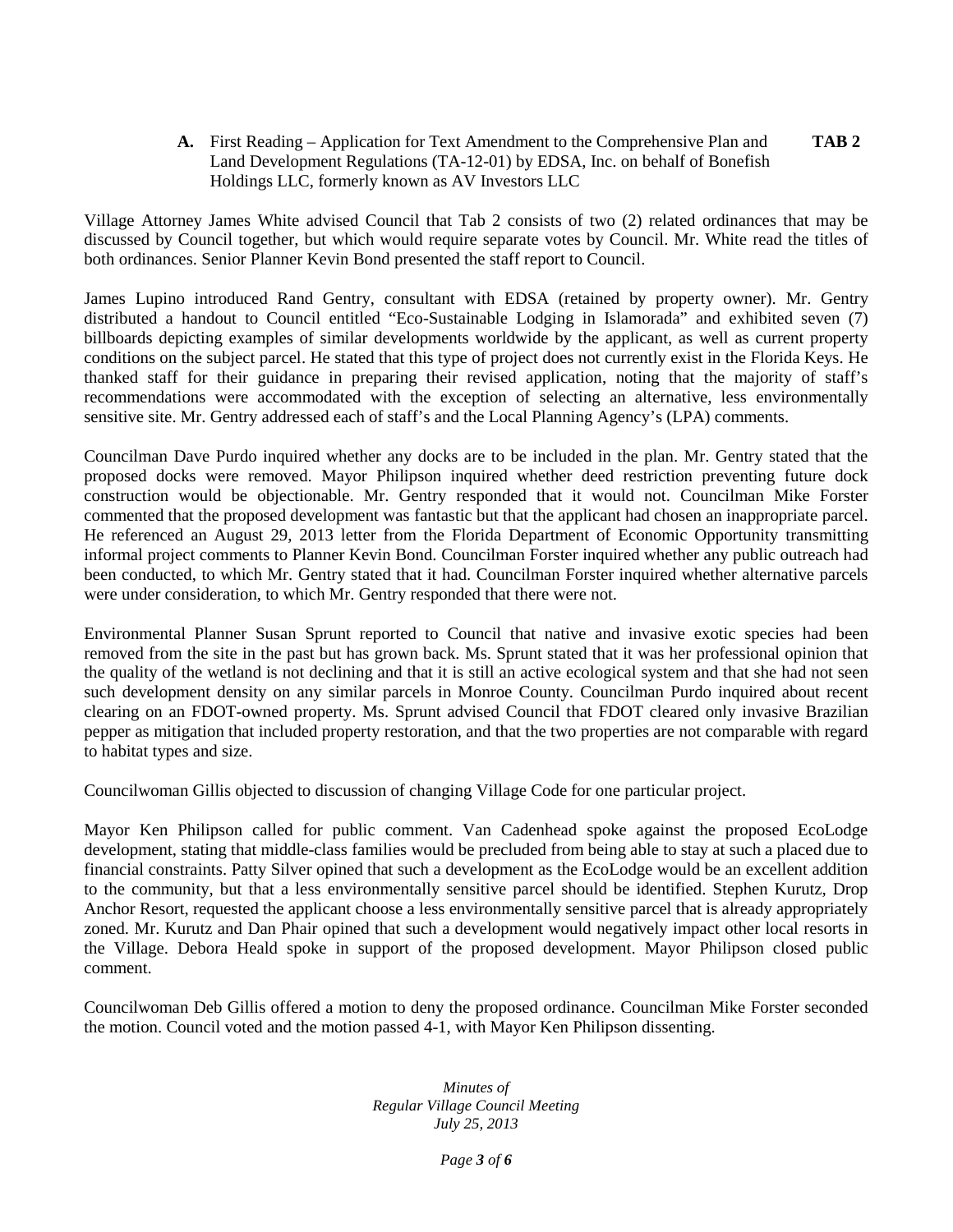**A.** First Reading – Application for Text Amendment to the Comprehensive Plan and Land Development Regulations (TA-12-01) by EDSA, Inc. on behalf of Bonefish Holdings LLC, formerly known as AV Investors LLC **TAB 2**

Village Attorney James White advised Council that Tab 2 consists of two (2) related ordinances that may be discussed by Council together, but which would require separate votes by Council. Mr. White read the titles of both ordinances. Senior Planner Kevin Bond presented the staff report to Council.

James Lupino introduced Rand Gentry, consultant with EDSA (retained by property owner). Mr. Gentry distributed a handout to Council entitled "Eco-Sustainable Lodging in Islamorada" and exhibited seven (7) billboards depicting examples of similar developments worldwide by the applicant, as well as current property conditions on the subject parcel. He stated that this type of project does not currently exist in the Florida Keys. He thanked staff for their guidance in preparing their revised application, noting that the majority of staff's recommendations were accommodated with the exception of selecting an alternative, less environmentally sensitive site. Mr. Gentry addressed each of staff's and the Local Planning Agency's (LPA) comments.

Councilman Dave Purdo inquired whether any docks are to be included in the plan. Mr. Gentry stated that the proposed docks were removed. Mayor Philipson inquired whether deed restriction preventing future dock construction would be objectionable. Mr. Gentry responded that it would not. Councilman Mike Forster commented that the proposed development was fantastic but that the applicant had chosen an inappropriate parcel. He referenced an August 29, 2013 letter from the Florida Department of Economic Opportunity transmitting informal project comments to Planner Kevin Bond. Councilman Forster inquired whether any public outreach had been conducted, to which Mr. Gentry stated that it had. Councilman Forster inquired whether alternative parcels were under consideration, to which Mr. Gentry responded that there were not.

Environmental Planner Susan Sprunt reported to Council that native and invasive exotic species had been removed from the site in the past but has grown back. Ms. Sprunt stated that it was her professional opinion that the quality of the wetland is not declining and that it is still an active ecological system and that she had not seen such development density on any similar parcels in Monroe County. Councilman Purdo inquired about recent clearing on an FDOT-owned property. Ms. Sprunt advised Council that FDOT cleared only invasive Brazilian pepper as mitigation that included property restoration, and that the two properties are not comparable with regard to habitat types and size.

Councilwoman Gillis objected to discussion of changing Village Code for one particular project.

Mayor Ken Philipson called for public comment. Van Cadenhead spoke against the proposed EcoLodge development, stating that middle-class families would be precluded from being able to stay at such a placed due to financial constraints. Patty Silver opined that such a development as the EcoLodge would be an excellent addition to the community, but that a less environmentally sensitive parcel should be identified. Stephen Kurutz, Drop Anchor Resort, requested the applicant choose a less environmentally sensitive parcel that is already appropriately zoned. Mr. Kurutz and Dan Phair opined that such a development would negatively impact other local resorts in the Village. Debora Heald spoke in support of the proposed development. Mayor Philipson closed public comment.

Councilwoman Deb Gillis offered a motion to deny the proposed ordinance. Councilman Mike Forster seconded the motion. Council voted and the motion passed 4-1, with Mayor Ken Philipson dissenting.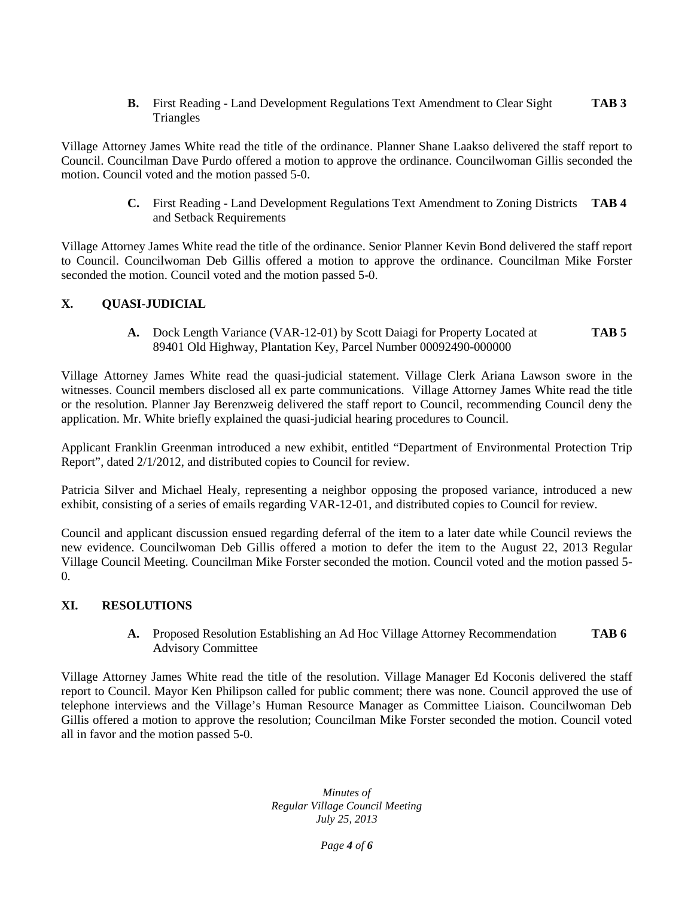**B.** First Reading - Land Development Regulations Text Amendment to Clear Sight Triangles **TAB 3**

Village Attorney James White read the title of the ordinance. Planner Shane Laakso delivered the staff report to Council. Councilman Dave Purdo offered a motion to approve the ordinance. Councilwoman Gillis seconded the motion. Council voted and the motion passed 5-0.

**C.** First Reading - Land Development Regulations Text Amendment to Zoning Districts and Setback Requirements **TAB 4**

Village Attorney James White read the title of the ordinance. Senior Planner Kevin Bond delivered the staff report to Council. Councilwoman Deb Gillis offered a motion to approve the ordinance. Councilman Mike Forster seconded the motion. Council voted and the motion passed 5-0.

## X. QUASI-JUDICIAL

**A.** Dock Length Variance (VAR-12-01) by Scott Daiagi for Property Located at 89401 Old Highway, Plantation Key, Parcel Number 00092490-000000 **TAB 5**

Village Attorney James White read the quasi-judicial statement. Village Clerk Ariana Lawson swore in the witnesses. Council members disclosed all ex parte communications. Village Attorney James White read the title or the resolution. Planner Jay Berenzweig delivered the staff report to Council, recommending Council deny the application. Mr. White briefly explained the quasi-judicial hearing procedures to Council.

Applicant Franklin Greenman introduced a new exhibit, entitled "Department of Environmental Protection Trip Report", dated 2/1/2012, and distributed copies to Council for review.

Patricia Silver and Michael Healy, representing a neighbor opposing the proposed variance, introduced a new exhibit, consisting of a series of emails regarding VAR-12-01, and distributed copies to Council for review.

Council and applicant discussion ensued regarding deferral of the item to a later date while Council reviews the new evidence. Councilwoman Deb Gillis offered a motion to defer the item to the August 22, 2013 Regular Village Council Meeting. Councilman Mike Forster seconded the motion. Council voted and the motion passed 5-0.

## XI. RESOLUTIONS

**A.** Proposed Resolution Establishing an Ad Hoc Village Attorney Recommendation Advisory Committee **TAB 6**

Village Attorney James White read the title of the resolution. Village Manager Ed Koconis delivered the staff report to Council. Mayor Ken Philipson called for public comment; there was none. Council approved the use of telephone interviews and the Village's Human Resource Manager as Committee Liaison. Councilwoman Deb Gillis offered a motion to approve the resolution; Councilman Mike Forster seconded the motion. Council voted all in favor and the motion passed 5-0.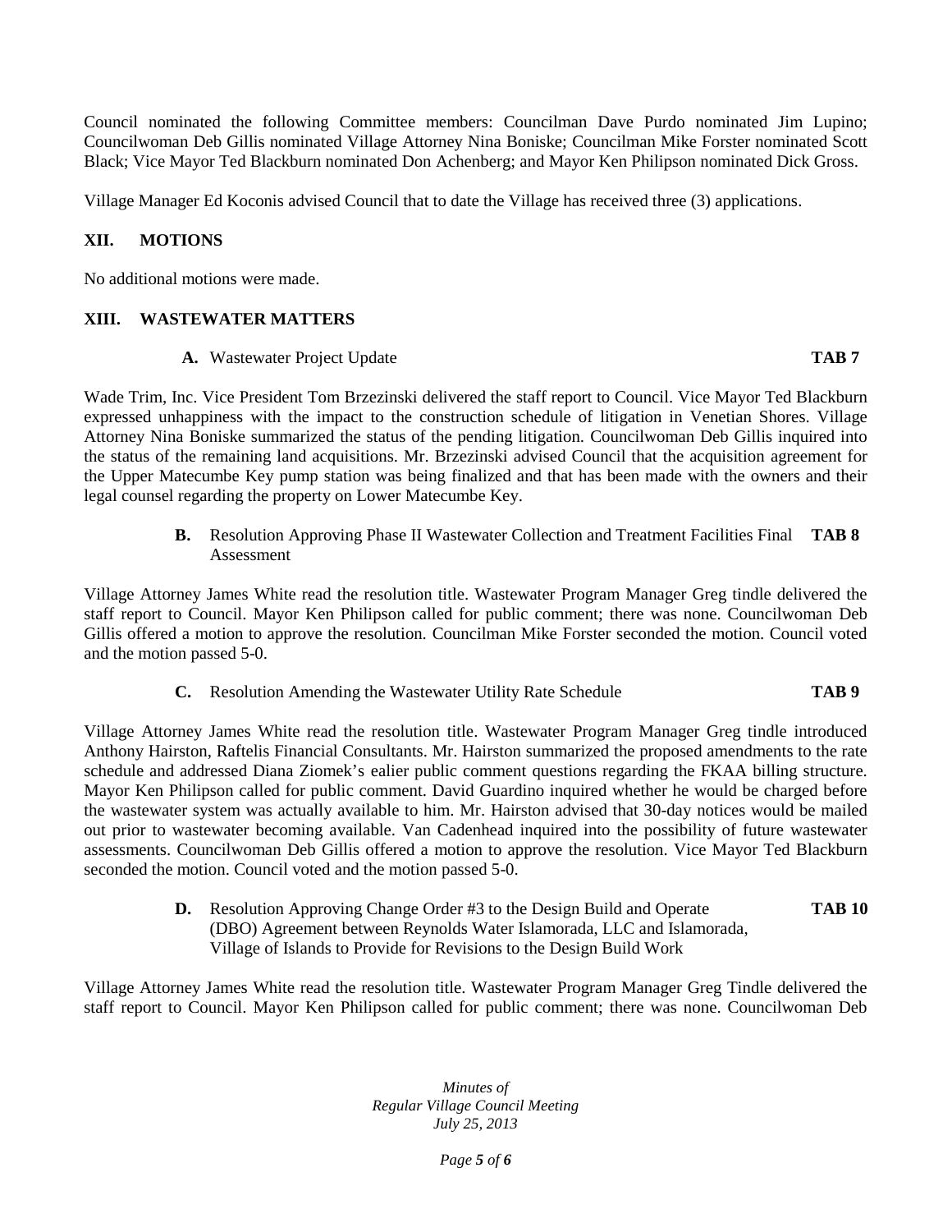Council nominated the following Committee members: Councilman Dave Purdo nominated Jim Lupino; Councilwoman Deb Gillis nominated Village Attorney Nina Boniske; Councilman Mike Forster nominated Scott Black; Vice Mayor Ted Blackburn nominated Don Achenberg; and Mayor Ken Philipson nominated Dick Gross.

Village Manager Ed Koconis advised Council that to date the Village has received three (3) applications.

## XII. MOTIONS

No additional motions were made.

## XIII. WASTEWATER MATTERS

**A.** Wastewater Project Update **TAB 7**

Wade Trim, Inc. Vice President Tom Brzezinski delivered the staff report to Council. Vice Mayor Ted Blackburn expressed unhappiness with the impact to the construction schedule of litigation in Venetian Shores. Village Attorney Nina Boniske summarized the status of the pending litigation. Councilwoman Deb Gillis inquired into the status of the remaining land acquisitions. Mr. Brzezinski advised Council that the acquisition agreement for the Upper Matecumbe Key pump station was being finalized and that has been made with the owners and their legal counsel regarding the property on Lower Matecumbe Key.

**B.** Resolution Approving Phase II Wastewater Collection and Treatment Facilities Final Assessment **TAB 8**

Village Attorney James White read the resolution title. Wastewater Program Manager Greg tindle delivered the staff report to Council. Mayor Ken Philipson called for public comment; there was none. Councilwoman Deb Gillis offered a motion to approve the resolution. Councilman Mike Forster seconded the motion. Council voted and the motion passed 5-0.

**C.** Resolution Amending the Wastewater Utility Rate Schedule **TAB 9**

Village Attorney James White read the resolution title. Wastewater Program Manager Greg tindle introduced Anthony Hairston, Raftelis Financial Consultants. Mr. Hairston summarized the proposed amendments to the rate schedule and addressed Diana Ziomek's ealier public comment questions regarding the FKAA billing structure. Mayor Ken Philipson called for public comment. David Guardino inquired whether he would be charged before the wastewater system was actually available to him. Mr. Hairston advised that 30-day notices would be mailed out prior to wastewater becoming available. Van Cadenhead inquired into the possibility of future wastewater assessments. Councilwoman Deb Gillis offered a motion to approve the resolution. Vice Mayor Ted Blackburn seconded the motion. Council voted and the motion passed 5-0.

**D.** Resolution Approving Change Order #3 to the Design Build and Operate (DBO) Agreement between Reynolds Water Islamorada, LLC and Islamorada, Village of Islands to Provide for Revisions to the Design Build Work **TAB 10**

Village Attorney James White read the resolution title. Wastewater Program Manager Greg Tindle delivered the staff report to Council. Mayor Ken Philipson called for public comment; there was none. Councilwoman Deb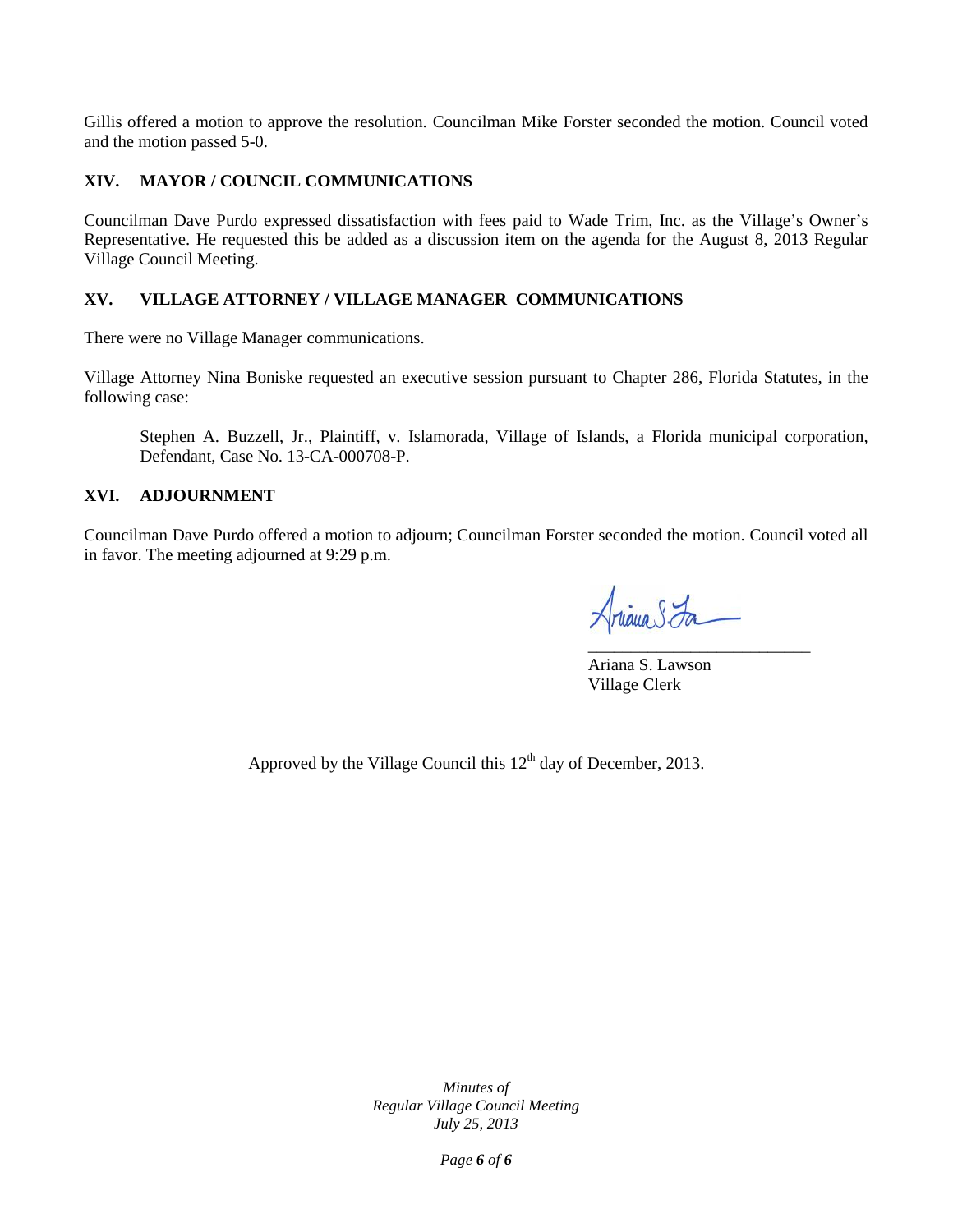Gillis offered a motion to approve the resolution. Councilman Mike Forster seconded the motion. Council voted and the motion passed 5-0.

## XIV. MAYOR / COUNCIL COMMUNICATIONS

Councilman Dave Purdo expressed dissatisfaction with fees paid to Wade Trim, Inc. as the Village's Owner's Representative. He requested this be added as a discussion item on the agenda for the August 8, 2013 Regular Village Council Meeting.

## XV. VILLAGE ATTORNEY / VILLAGE MANAGER COMMUNICATIONS

There were no Village Manager communications.

Village Attorney Nina Boniske requested an executive session pursuant to Chapter 286, Florida Statutes, in the following case:

> Stephen A. Buzzell, Jr., Plaintiff, v. Islamorada, Village of Islands, a Florida municipal corporation, Defendant, Case No. 13-CA-000708-P.

## XVI. ADJOURNMENT

Councilman Dave Purdo offered a motion to adjourn; Councilman Forster seconded the motion. Council voted all in favor. The meeting adjourned at 9:29 p.m.

\_\_\_\_\_\_\_\_\_\_\_\_\_\_\_\_\_\_\_\_\_\_\_\_\_\_
Ariana S. Lawson
Village Clerk

Approved by the Village Council this 12th day of December, 2013.